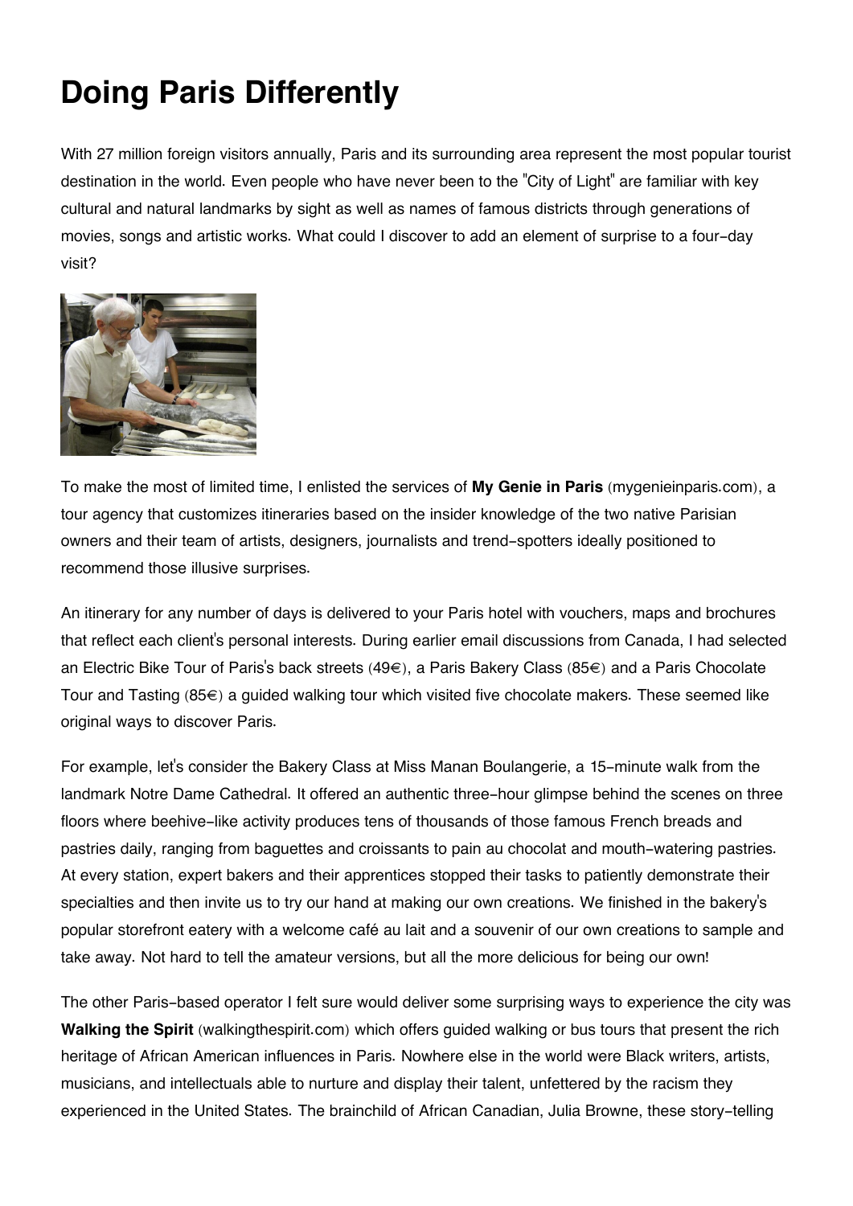# Doing Paris Differently

With 27 million foreign visitors annually, Paris and its surrounding area represent the most popular tourist destination in the world. Even people who have never been to the "City of Light" are familiar with key cultural and natural landmarks by sight as well as names of famous districts through generations of movies, songs and artistic works. What could I discover to add an element of surprise to a four-day visit?

To make the most of limited time, I enlisted the services of **My Genie in Paris** (mygenieinparis.com), a tour agency that customizes itineraries based on the insider knowledge of the two native Parisian owners and their team of artists, designers, journalists and trend-spotters ideally positioned to recommend those illusive surprises.

An itinerary for any number of days is delivered to your Paris hotel with vouchers, maps and brochures that reflect each client's personal interests. During earlier email discussions from Canada, I had selected an Electric Bike Tour of Paris's back streets (49€), a Paris Bakery Class (85€) and a Paris Chocolate Tour and Tasting (85€) a guided walking tour which visited five chocolate makers. These seemed like original ways to discover Paris.

For example, let's consider the Bakery Class at Miss Manan Boulangerie, a 15-minute walk from the landmark Notre Dame Cathedral. It offered an authentic three-hour glimpse behind the scenes on three floors where beehive-like activity produces tens of thousands of those famous French breads and pastries daily, ranging from baguettes and croissants to pain au chocolat and mouth-watering pastries. At every station, expert bakers and their apprentices stopped their tasks to patiently demonstrate their specialties and then invite us to try our hand at making our own creations. We finished in the bakery's popular storefront eatery with a welcome café au lait and a souvenir of our own creations to sample and take away. Not hard to tell the amateur versions, but all the more delicious for being our own!

The other Paris-based operator I felt sure would deliver some surprising ways to experience the city was **Walking the Spirit** (walkingthespirit.com) which offers guided walking or bus tours that present the rich heritage of African American influences in Paris. Nowhere else in the world were Black writers, artists, musicians, and intellectuals able to nurture and display their talent, unfettered by the racism they experienced in the United States. The brainchild of African Canadian, Julia Browne, these story-telling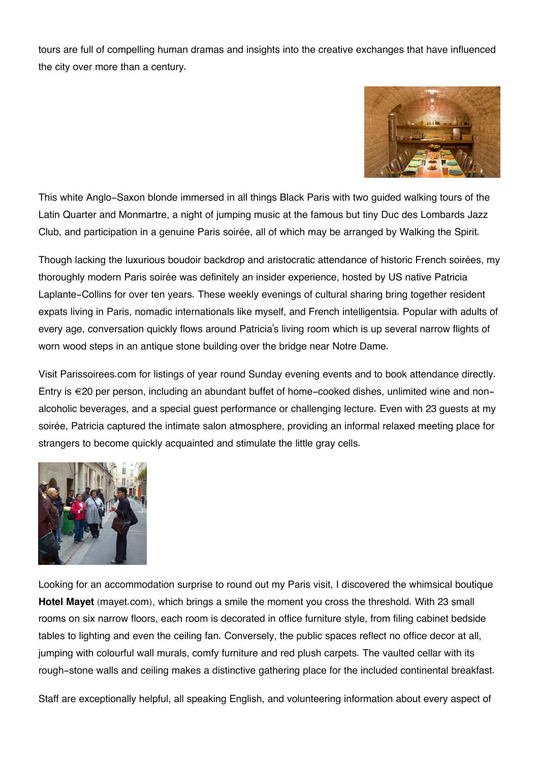tours are full of compelling human dramas and insights into the creative exchanges that have influenced the city over more than a century.

This white Anglo-Saxon blonde immersed in all things Black Paris with two guided walking tours of the Latin Quarter and Monmartre, a night of jumping music at the famous but tiny Duc des Lombards Jazz Club, and participation in a genuine Paris soirée, all of which may be arranged by Walking the Spirit.

Though lacking the luxurious boudoir backdrop and aristocratic attendance of historic French soirées, my thoroughly modern Paris soirée was definitely an insider experience, hosted by US native Patricia Laplante-Collins for over ten years. These weekly evenings of cultural sharing bring together resident expats living in Paris, nomadic internationals like myself, and French intelligentsia. Popular with adults of every age, conversation quickly flows around Patricia's living room which is up several narrow flights of worn wood steps in an antique stone building over the bridge near Notre Dame.

Visit Parissoirees.com for listings of year round Sunday evening events and to book attendance directly. Entry is €20 per person, including an abundant buffet of home-cooked dishes, unlimited wine and non-alcoholic beverages, and a special guest performance or challenging lecture. Even with 23 guests at my soirée, Patricia captured the intimate salon atmosphere, providing an informal relaxed meeting place for strangers to become quickly acquainted and stimulate the little gray cells.

Looking for an accommodation surprise to round out my Paris visit, I discovered the whimsical boutique **Hotel Mayet** (mayet.com), which brings a smile the moment you cross the threshold. With 23 small rooms on six narrow floors, each room is decorated in office furniture style, from filing cabinet bedside tables to lighting and even the ceiling fan. Conversely, the public spaces reflect no office decor at all, jumping with colourful wall murals, comfy furniture and red plush carpets. The vaulted cellar with its rough-stone walls and ceiling makes a distinctive gathering place for the included continental breakfast.

Staff are exceptionally helpful, all speaking English, and volunteering information about every aspect of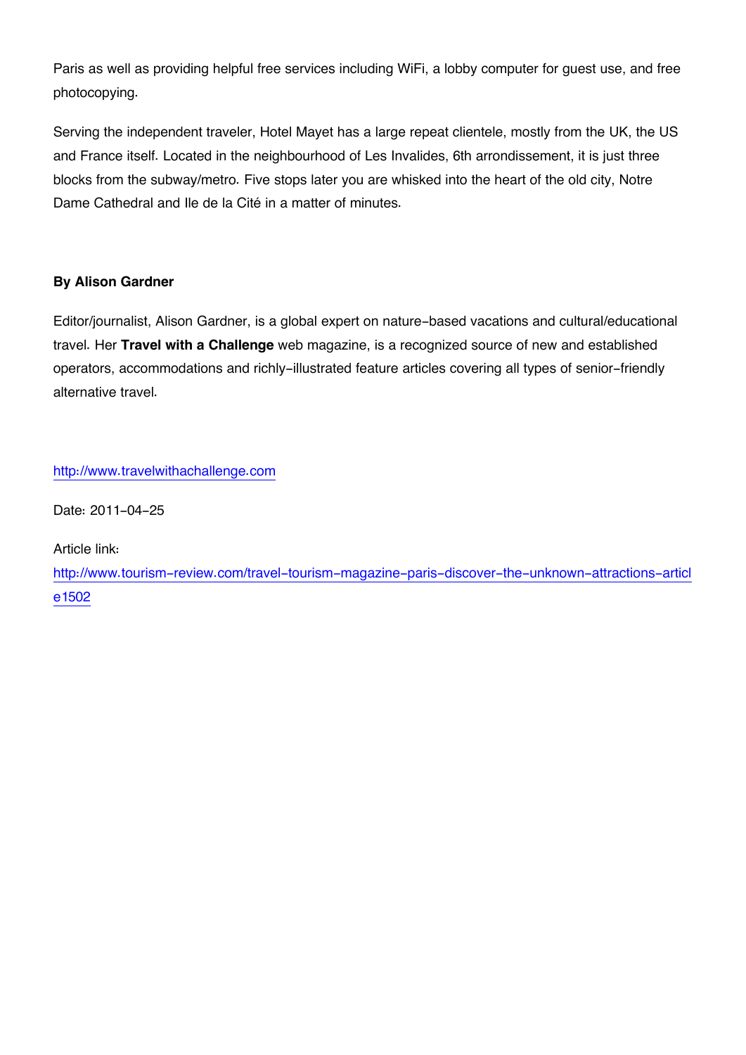Paris as well as providing helpful free services including WiFi, a lobby computer for guest use, and free photocopying.

Serving the independent traveler, Hotel Mayet has a large repeat clientele, mostly from the UK, the US and France itself. Located in the neighbourhood of Les Invalides, 6th arrondissement, it is just three blocks from the subway/metro. Five stops later you are whisked into the heart of the old city, Notre Dame Cathedral and Ile de la Cité in a matter of minutes.

**By Alison Gardner**

Editor/journalist, Alison Gardner, is a global expert on nature-based vacations and cultural/educational travel. Her **Travel with a Challenge** web magazine, is a recognized source of new and established operators, accommodations and richly-illustrated feature articles covering all types of senior-friendly alternative travel.

http://www.travelwithachallenge.com

Date: 2011-04-25

Article link:
http://www.tourism-review.com/travel-tourism-magazine-paris-discover-the-unknown-attractions-article1502